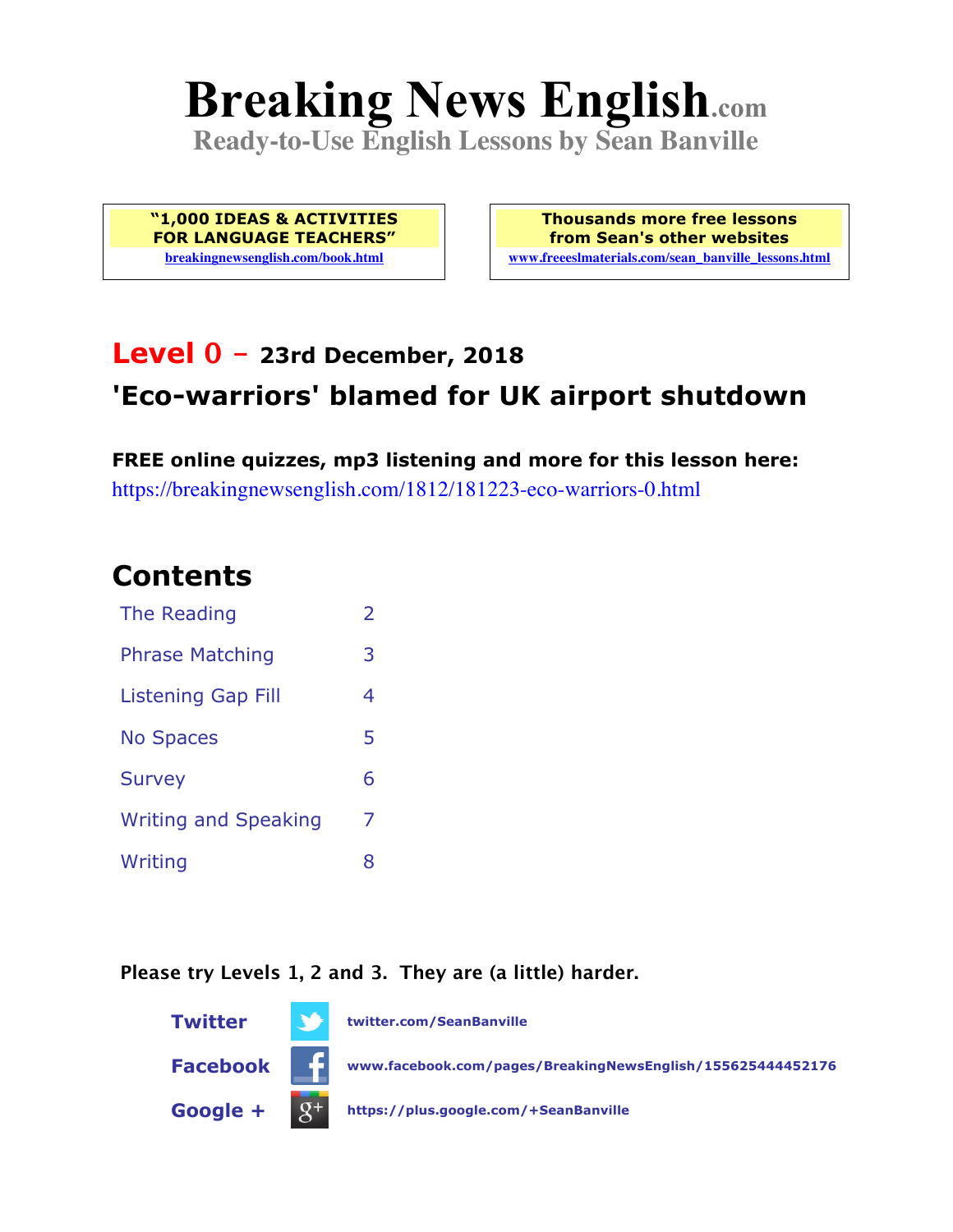# Breaking News English.com

**Ready-to-Use English Lessons by Sean Banville**

**"1,000 IDEAS & ACTIVITIES FOR LANGUAGE TEACHERS"**
breakingnewsenglish.com/book.html

**Thousands more free lessons from Sean's other websites**
www.freeeslmaterials.com/sean_banville_lessons.html

## Level 0 – 23rd December, 2018

## 'Eco-warriors' blamed for UK airport shutdown

**FREE online quizzes, mp3 listening and more for this lesson here:**
https://breakingnewsenglish.com/1812/181223-eco-warriors-0.html

## Contents

| | |
|---|---|
| The Reading | 2 |
| Phrase Matching | 3 |
| Listening Gap Fill | 4 |
| No Spaces | 5 |
| Survey | 6 |
| Writing and Speaking | 7 |
| Writing | 8 |

**Please try Levels 1, 2 and 3. They are (a little) harder.**

**Twitter** twitter.com/SeanBanville

**Facebook** www.facebook.com/pages/BreakingNewsEnglish/155625444452176

**Google +** https://plus.google.com/+SeanBanville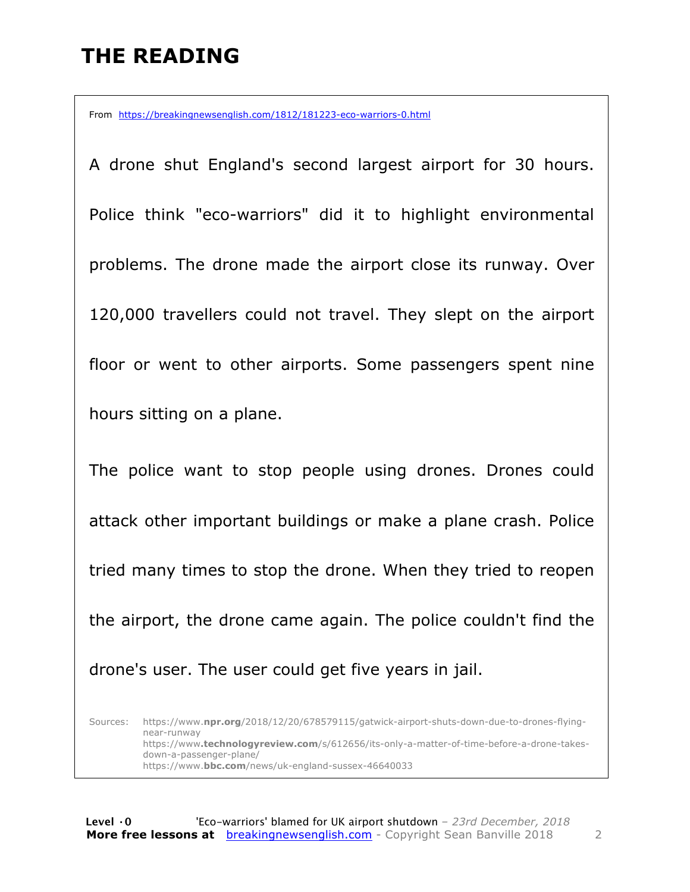# THE READING

From https://breakingnewsenglish.com/1812/181223-eco-warriors-0.html

A drone shut England's second largest airport for 30 hours. Police think "eco-warriors" did it to highlight environmental problems. The drone made the airport close its runway. Over 120,000 travellers could not travel. They slept on the airport floor or went to other airports. Some passengers spent nine hours sitting on a plane.

The police want to stop people using drones. Drones could attack other important buildings or make a plane crash. Police tried many times to stop the drone. When they tried to reopen the airport, the drone came again. The police couldn't find the drone's user. The user could get five years in jail.

Sources: https://www.npr.org/2018/12/20/678579115/gatwick-airport-shuts-down-due-to-drones-flying-near-runway
https://www.technologyreview.com/s/612656/its-only-a-matter-of-time-before-a-drone-takes-down-a-passenger-plane/
https://www.bbc.com/news/uk-england-sussex-46640033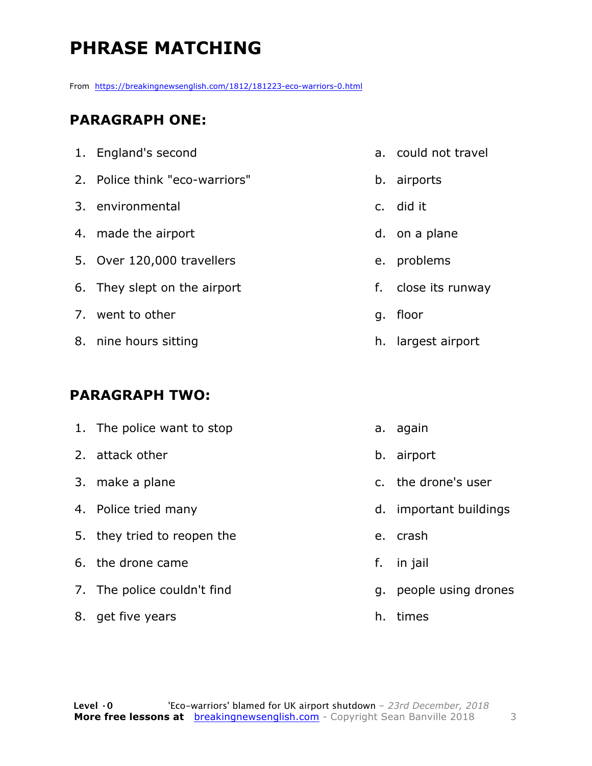# PHRASE MATCHING

From https://breakingnewsenglish.com/1812/181223-eco-warriors-0.html

## PARAGRAPH ONE:

| | |
|---|---|
| 1. England's second | a. could not travel |
| 2. Police think "eco-warriors" | b. airports |
| 3. environmental | c. did it |
| 4. made the airport | d. on a plane |
| 5. Over 120,000 travellers | e. problems |
| 6. They slept on the airport | f. close its runway |
| 7. went to other | g. floor |
| 8. nine hours sitting | h. largest airport |

## PARAGRAPH TWO:

| | |
|---|---|
| 1. The police want to stop | a. again |
| 2. attack other | b. airport |
| 3. make a plane | c. the drone's user |
| 4. Police tried many | d. important buildings |
| 5. they tried to reopen the | e. crash |
| 6. the drone came | f. in jail |
| 7. The police couldn't find | g. people using drones |
| 8. get five years | h. times |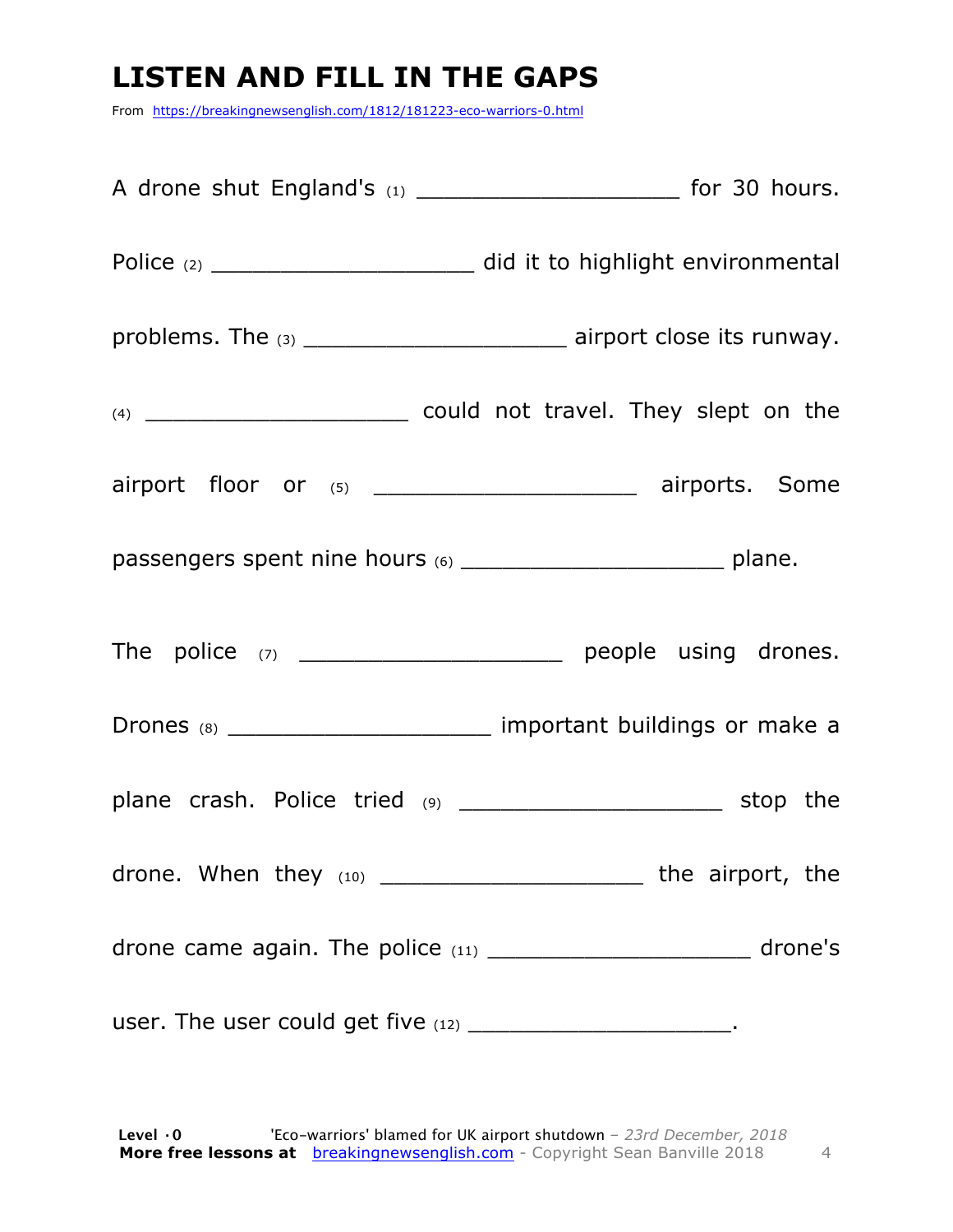# LISTEN AND FILL IN THE GAPS

From https://breakingnewsenglish.com/1812/181223-eco-warriors-0.html

A drone shut England's (1) ____________________ for 30 hours. Police (2) ____________________ did it to highlight environmental problems. The (3) ____________________ airport close its runway. (4) ____________________ could not travel. They slept on the airport floor or (5) ____________________ airports. Some passengers spent nine hours (6) ____________________ plane.

The police (7) ____________________ people using drones. Drones (8) ____________________ important buildings or make a plane crash. Police tried (9) ____________________ stop the drone. When they (10) ____________________ the airport, the drone came again. The police (11) ____________________ drone's user. The user could get five (12) ____________________.

**Level ·0** 'Eco-warriors' blamed for UK airport shutdown – *23rd December, 2018*
**More free lessons at** breakingnewsenglish.com - Copyright Sean Banville 2018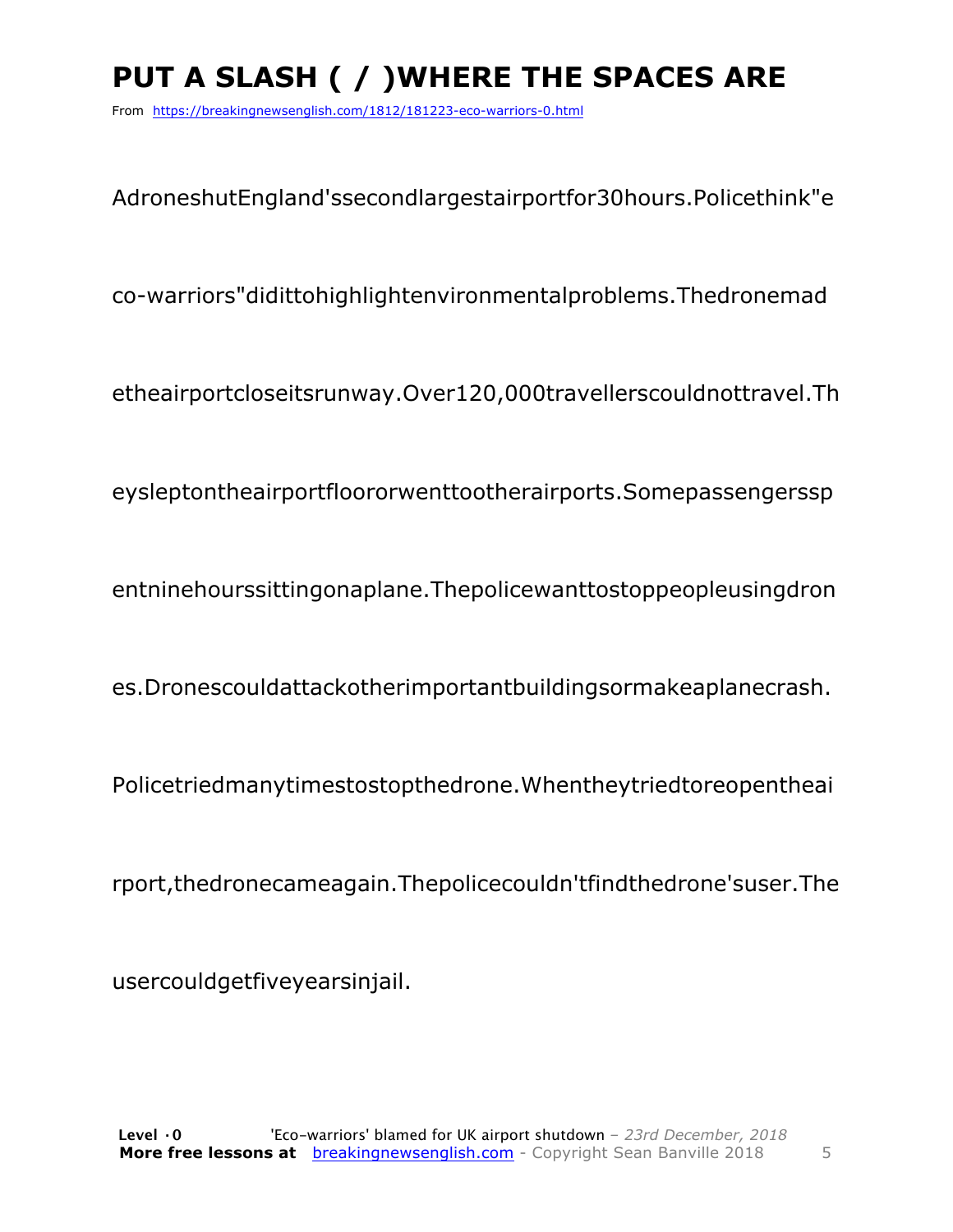# PUT A SLASH ( / )WHERE THE SPACES ARE

From https://breakingnewsenglish.com/1812/181223-eco-warriors-0.html

AdroneshutEngland'ssecondlargestairportfor30hours.Policethink"e

co-warriors"didittohighlightenvironmentalproblems.Thedronemad

etheairportcloseitsrunway.Over120,000travellerscouldnottravel.Th

eysleptontheairportfloororwenttootherairports.Somepassengerssp

entninehourssittingonaplane.Thepolicewanttostoppeopleusingdron

es.Dronescouldattackotherimportantbuildingsormakeaplanecrash.

Policetriedmanytimestostopthedrone.Whentheytriedtoreopentheai

rport,thedronecameagain.Thepolicecouldn'tfindthedrone'suser.The

usercouldgetfiveyearsinjail.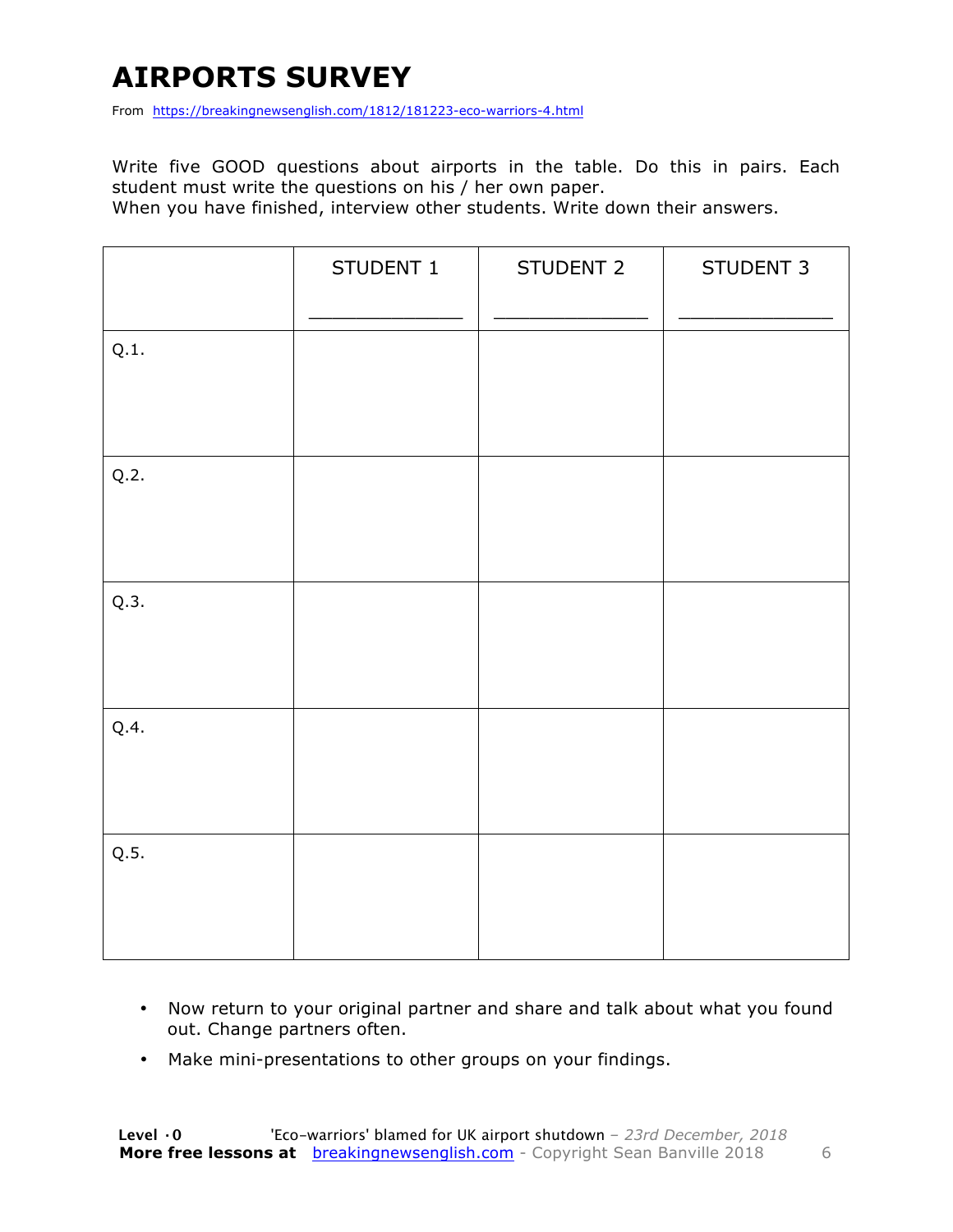# AIRPORTS SURVEY

From https://breakingnewsenglish.com/1812/181223-eco-warriors-4.html

Write five GOOD questions about airports in the table. Do this in pairs. Each student must write the questions on his / her own paper.
When you have finished, interview other students. Write down their answers.

| | STUDENT 1<br>_____________ | STUDENT 2<br>_____________ | STUDENT 3<br>_____________ |
|---|---|---|---|
| Q.1. | | | |
| Q.2. | | | |
| Q.3. | | | |
| Q.4. | | | |
| Q.5. | | | |

- Now return to your original partner and share and talk about what you found out. Change partners often.
- Make mini-presentations to other groups on your findings.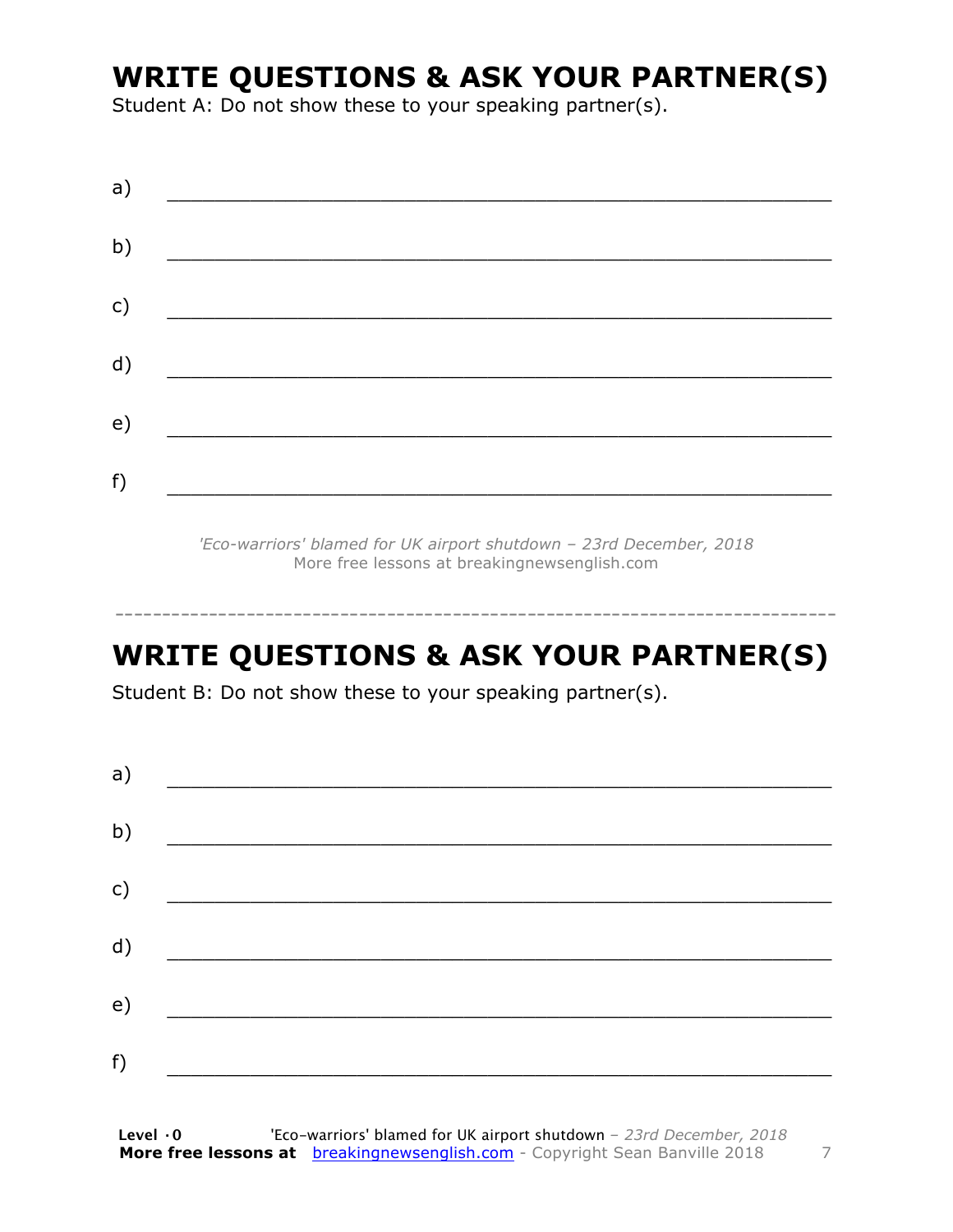# WRITE QUESTIONS & ASK YOUR PARTNER(S)

Student A: Do not show these to your speaking partner(s).

a) \_\_\_\_\_\_\_\_\_\_\_\_\_\_\_\_\_\_\_\_\_\_\_\_\_\_\_\_\_\_\_\_\_\_\_\_\_\_\_\_\_\_\_\_\_\_\_\_\_\_\_\_

b) \_\_\_\_\_\_\_\_\_\_\_\_\_\_\_\_\_\_\_\_\_\_\_\_\_\_\_\_\_\_\_\_\_\_\_\_\_\_\_\_\_\_\_\_\_\_\_\_\_\_\_\_

c) \_\_\_\_\_\_\_\_\_\_\_\_\_\_\_\_\_\_\_\_\_\_\_\_\_\_\_\_\_\_\_\_\_\_\_\_\_\_\_\_\_\_\_\_\_\_\_\_\_\_\_\_

d) \_\_\_\_\_\_\_\_\_\_\_\_\_\_\_\_\_\_\_\_\_\_\_\_\_\_\_\_\_\_\_\_\_\_\_\_\_\_\_\_\_\_\_\_\_\_\_\_\_\_\_\_

e) \_\_\_\_\_\_\_\_\_\_\_\_\_\_\_\_\_\_\_\_\_\_\_\_\_\_\_\_\_\_\_\_\_\_\_\_\_\_\_\_\_\_\_\_\_\_\_\_\_\_\_\_

f) \_\_\_\_\_\_\_\_\_\_\_\_\_\_\_\_\_\_\_\_\_\_\_\_\_\_\_\_\_\_\_\_\_\_\_\_\_\_\_\_\_\_\_\_\_\_\_\_\_\_\_\_

*'Eco-warriors' blamed for UK airport shutdown – 23rd December, 2018*
More free lessons at breakingnewsenglish.com

---

# WRITE QUESTIONS & ASK YOUR PARTNER(S)

Student B: Do not show these to your speaking partner(s).

a) \_\_\_\_\_\_\_\_\_\_\_\_\_\_\_\_\_\_\_\_\_\_\_\_\_\_\_\_\_\_\_\_\_\_\_\_\_\_\_\_\_\_\_\_\_\_\_\_\_\_\_\_

b) \_\_\_\_\_\_\_\_\_\_\_\_\_\_\_\_\_\_\_\_\_\_\_\_\_\_\_\_\_\_\_\_\_\_\_\_\_\_\_\_\_\_\_\_\_\_\_\_\_\_\_\_

c) \_\_\_\_\_\_\_\_\_\_\_\_\_\_\_\_\_\_\_\_\_\_\_\_\_\_\_\_\_\_\_\_\_\_\_\_\_\_\_\_\_\_\_\_\_\_\_\_\_\_\_\_

d) \_\_\_\_\_\_\_\_\_\_\_\_\_\_\_\_\_\_\_\_\_\_\_\_\_\_\_\_\_\_\_\_\_\_\_\_\_\_\_\_\_\_\_\_\_\_\_\_\_\_\_\_

e) \_\_\_\_\_\_\_\_\_\_\_\_\_\_\_\_\_\_\_\_\_\_\_\_\_\_\_\_\_\_\_\_\_\_\_\_\_\_\_\_\_\_\_\_\_\_\_\_\_\_\_\_

f) \_\_\_\_\_\_\_\_\_\_\_\_\_\_\_\_\_\_\_\_\_\_\_\_\_\_\_\_\_\_\_\_\_\_\_\_\_\_\_\_\_\_\_\_\_\_\_\_\_\_\_\_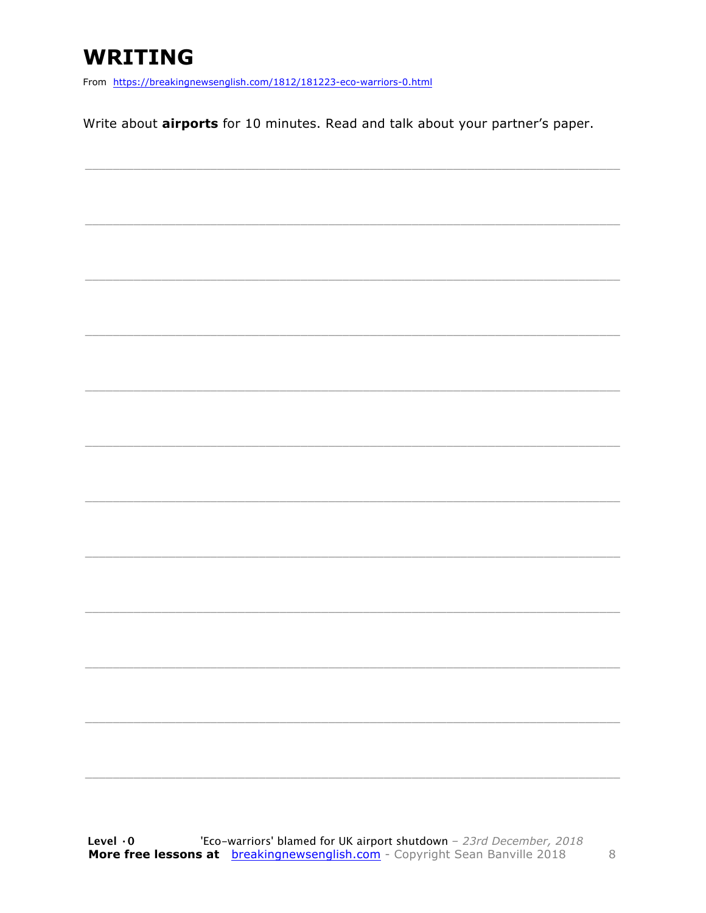# WRITING

From https://breakingnewsenglish.com/1812/181223-eco-warriors-0.html

Write about **airports** for 10 minutes. Read and talk about your partner's paper.

___________________________________________________________________________

___________________________________________________________________________

___________________________________________________________________________

___________________________________________________________________________

___________________________________________________________________________

___________________________________________________________________________

___________________________________________________________________________

___________________________________________________________________________

___________________________________________________________________________

___________________________________________________________________________

___________________________________________________________________________

___________________________________________________________________________